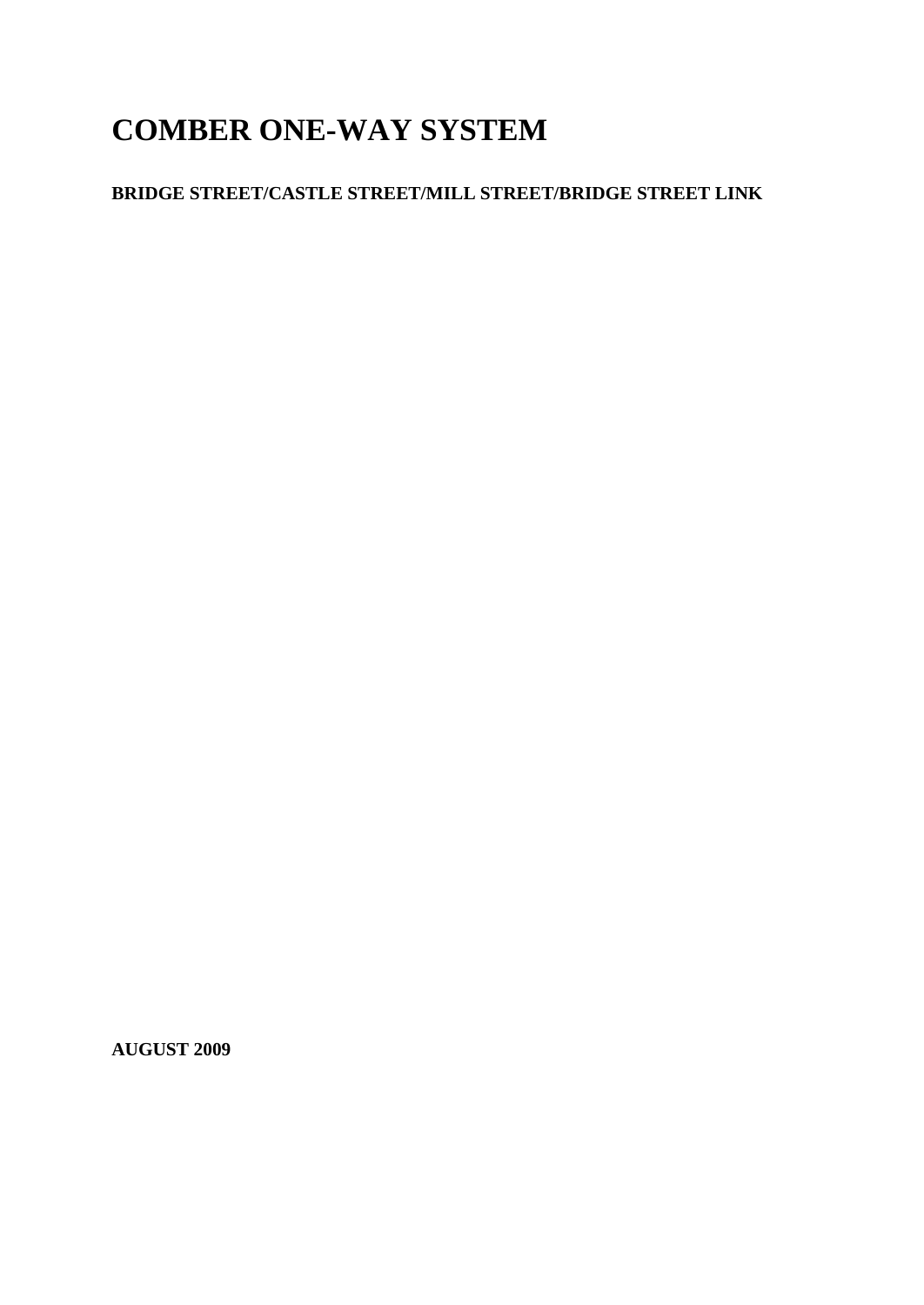# COMBER ONE-WAY SYSTEM

**BRIDGE STREET/CASTLE STREET/MILL STREET/BRIDGE STREET LINK**

**AUGUST 2009**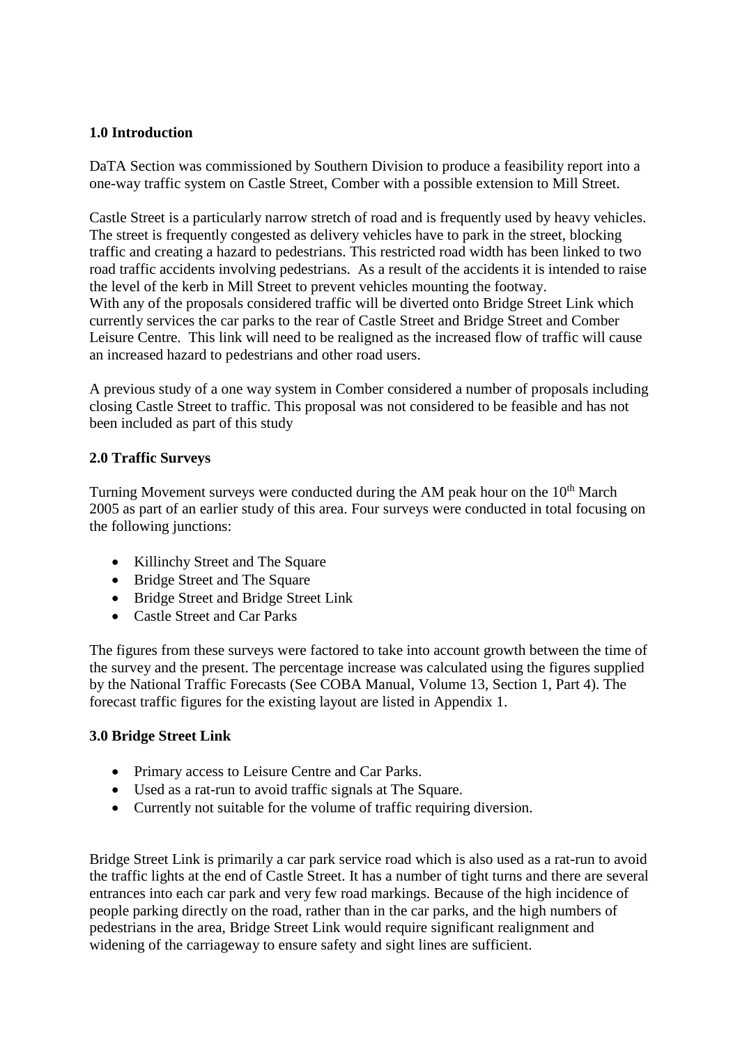## 1.0 Introduction

DaTA Section was commissioned by Southern Division to produce a feasibility report into a one-way traffic system on Castle Street, Comber with a possible extension to Mill Street.

Castle Street is a particularly narrow stretch of road and is frequently used by heavy vehicles. The street is frequently congested as delivery vehicles have to park in the street, blocking traffic and creating a hazard to pedestrians. This restricted road width has been linked to two road traffic accidents involving pedestrians. As a result of the accidents it is intended to raise the level of the kerb in Mill Street to prevent vehicles mounting the footway.
With any of the proposals considered traffic will be diverted onto Bridge Street Link which currently services the car parks to the rear of Castle Street and Bridge Street and Comber Leisure Centre. This link will need to be realigned as the increased flow of traffic will cause an increased hazard to pedestrians and other road users.

A previous study of a one way system in Comber considered a number of proposals including closing Castle Street to traffic. This proposal was not considered to be feasible and has not been included as part of this study

## 2.0 Traffic Surveys

Turning Movement surveys were conducted during the AM peak hour on the 10th March 2005 as part of an earlier study of this area. Four surveys were conducted in total focusing on the following junctions:

- Killinchy Street and The Square
- Bridge Street and The Square
- Bridge Street and Bridge Street Link
- Castle Street and Car Parks

The figures from these surveys were factored to take into account growth between the time of the survey and the present. The percentage increase was calculated using the figures supplied by the National Traffic Forecasts (See COBA Manual, Volume 13, Section 1, Part 4). The forecast traffic figures for the existing layout are listed in Appendix 1.

## 3.0 Bridge Street Link

- Primary access to Leisure Centre and Car Parks.
- Used as a rat-run to avoid traffic signals at The Square.
- Currently not suitable for the volume of traffic requiring diversion.

Bridge Street Link is primarily a car park service road which is also used as a rat-run to avoid the traffic lights at the end of Castle Street. It has a number of tight turns and there are several entrances into each car park and very few road markings. Because of the high incidence of people parking directly on the road, rather than in the car parks, and the high numbers of pedestrians in the area, Bridge Street Link would require significant realignment and widening of the carriageway to ensure safety and sight lines are sufficient.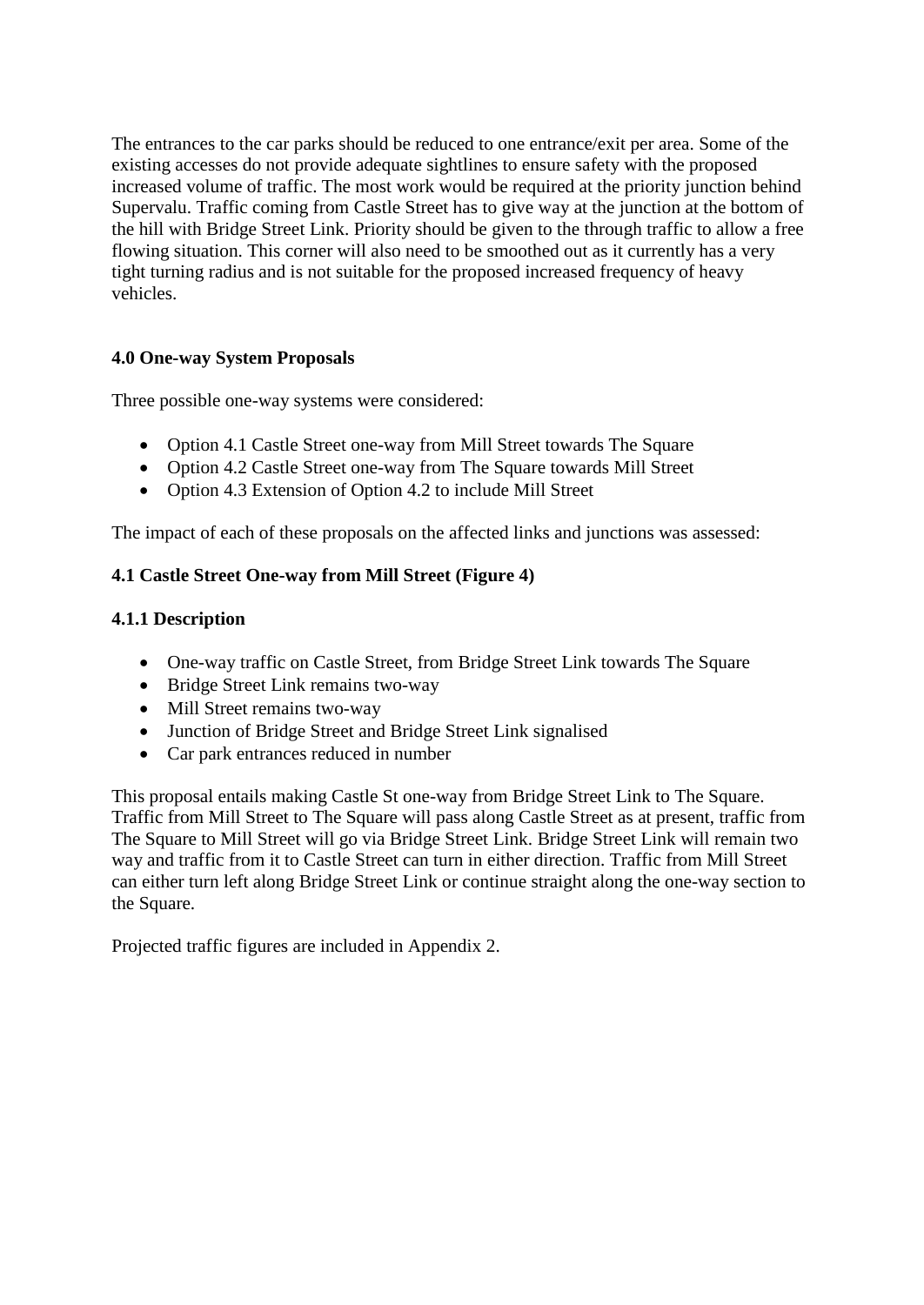The entrances to the car parks should be reduced to one entrance/exit per area. Some of the existing accesses do not provide adequate sightlines to ensure safety with the proposed increased volume of traffic. The most work would be required at the priority junction behind Supervalu. Traffic coming from Castle Street has to give way at the junction at the bottom of the hill with Bridge Street Link. Priority should be given to the through traffic to allow a free flowing situation. This corner will also need to be smoothed out as it currently has a very tight turning radius and is not suitable for the proposed increased frequency of heavy vehicles.

**4.0 One-way System Proposals**

Three possible one-way systems were considered:

- Option 4.1 Castle Street one-way from Mill Street towards The Square
- Option 4.2 Castle Street one-way from The Square towards Mill Street
- Option 4.3 Extension of Option 4.2 to include Mill Street

The impact of each of these proposals on the affected links and junctions was assessed:

**4.1 Castle Street One-way from Mill Street (Figure 4)**

**4.1.1 Description**

- One-way traffic on Castle Street, from Bridge Street Link towards The Square
- Bridge Street Link remains two-way
- Mill Street remains two-way
- Junction of Bridge Street and Bridge Street Link signalised
- Car park entrances reduced in number

This proposal entails making Castle St one-way from Bridge Street Link to The Square. Traffic from Mill Street to The Square will pass along Castle Street as at present, traffic from The Square to Mill Street will go via Bridge Street Link. Bridge Street Link will remain two way and traffic from it to Castle Street can turn in either direction. Traffic from Mill Street can either turn left along Bridge Street Link or continue straight along the one-way section to the Square.

Projected traffic figures are included in Appendix 2.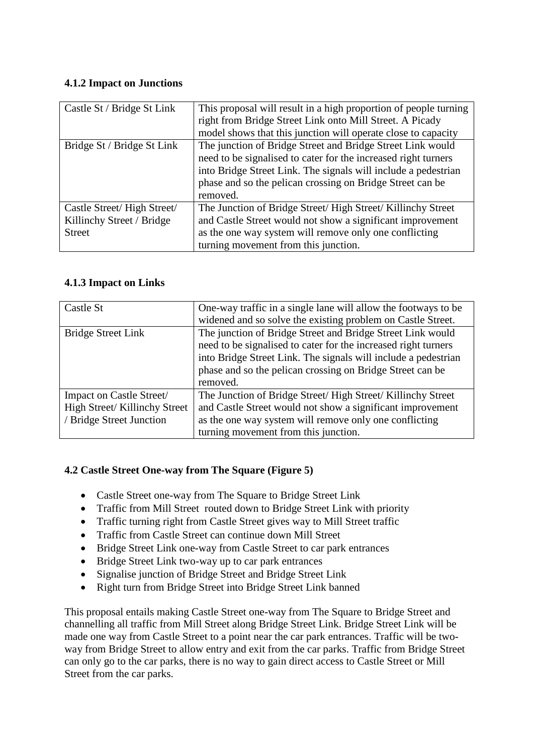#### 4.1.2 Impact on Junctions

| | |
|---|---|
| Castle St / Bridge St Link | This proposal will result in a high proportion of people turning right from Bridge Street Link onto Mill Street. A Picady model shows that this junction will operate close to capacity |
| Bridge St / Bridge St Link | The junction of Bridge Street and Bridge Street Link would need to be signalised to cater for the increased right turners into Bridge Street Link. The signals will include a pedestrian phase and so the pelican crossing on Bridge Street can be removed. |
| Castle Street/ High Street/ Killinchy Street / Bridge Street | The Junction of Bridge Street/ High Street/ Killinchy Street and Castle Street would not show a significant improvement as the one way system will remove only one conflicting turning movement from this junction. |

#### 4.1.3 Impact on Links

| | |
|---|---|
| Castle St | One-way traffic in a single lane will allow the footways to be widened and so solve the existing problem on Castle Street. |
| Bridge Street Link | The junction of Bridge Street and Bridge Street Link would need to be signalised to cater for the increased right turners into Bridge Street Link. The signals will include a pedestrian phase and so the pelican crossing on Bridge Street can be removed. |
| Impact on Castle Street/ High Street/ Killinchy Street / Bridge Street Junction | The Junction of Bridge Street/ High Street/ Killinchy Street and Castle Street would not show a significant improvement as the one way system will remove only one conflicting turning movement from this junction. |

### 4.2 Castle Street One-way from The Square (Figure 5)

- Castle Street one-way from The Square to Bridge Street Link
- Traffic from Mill Street routed down to Bridge Street Link with priority
- Traffic turning right from Castle Street gives way to Mill Street traffic
- Traffic from Castle Street can continue down Mill Street
- Bridge Street Link one-way from Castle Street to car park entrances
- Bridge Street Link two-way up to car park entrances
- Signalise junction of Bridge Street and Bridge Street Link
- Right turn from Bridge Street into Bridge Street Link banned

This proposal entails making Castle Street one-way from The Square to Bridge Street and channelling all traffic from Mill Street along Bridge Street Link. Bridge Street Link will be made one way from Castle Street to a point near the car park entrances. Traffic will be two-way from Bridge Street to allow entry and exit from the car parks. Traffic from Bridge Street can only go to the car parks, there is no way to gain direct access to Castle Street or Mill Street from the car parks.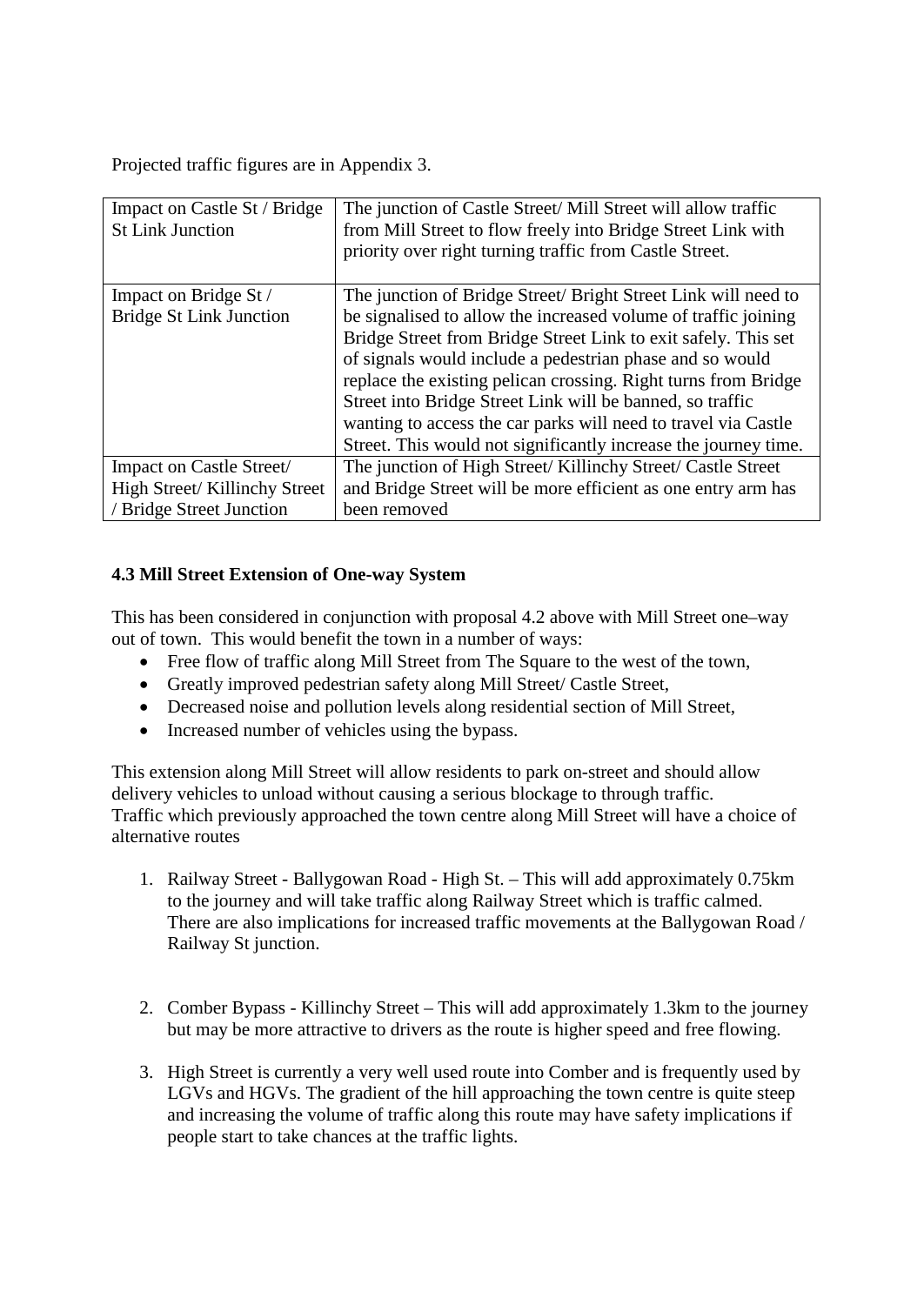Projected traffic figures are in Appendix 3.

| Impact on Castle St / Bridge St Link Junction | The junction of Castle Street/ Mill Street will allow traffic from Mill Street to flow freely into Bridge Street Link with priority over right turning traffic from Castle Street. |
|---|---|
| Impact on Bridge St / Bridge St Link Junction | The junction of Bridge Street/ Bright Street Link will need to be signalised to allow the increased volume of traffic joining Bridge Street from Bridge Street Link to exit safely. This set of signals would include a pedestrian phase and so would replace the existing pelican crossing. Right turns from Bridge Street into Bridge Street Link will be banned, so traffic wanting to access the car parks will need to travel via Castle Street. This would not significantly increase the journey time. |
| Impact on Castle Street/ High Street/ Killinchy Street / Bridge Street Junction | The junction of High Street/ Killinchy Street/ Castle Street and Bridge Street will be more efficient as one entry arm has been removed |

### 4.3 Mill Street Extension of One-way System

This has been considered in conjunction with proposal 4.2 above with Mill Street one–way out of town. This would benefit the town in a number of ways:

- Free flow of traffic along Mill Street from The Square to the west of the town,
- Greatly improved pedestrian safety along Mill Street/ Castle Street,
- Decreased noise and pollution levels along residential section of Mill Street,
- Increased number of vehicles using the bypass.

This extension along Mill Street will allow residents to park on-street and should allow delivery vehicles to unload without causing a serious blockage to through traffic.
Traffic which previously approached the town centre along Mill Street will have a choice of alternative routes

1. Railway Street - Ballygowan Road - High St. – This will add approximately 0.75km to the journey and will take traffic along Railway Street which is traffic calmed. There are also implications for increased traffic movements at the Ballygowan Road / Railway St junction.

2. Comber Bypass - Killinchy Street – This will add approximately 1.3km to the journey but may be more attractive to drivers as the route is higher speed and free flowing.

3. High Street is currently a very well used route into Comber and is frequently used by LGVs and HGVs. The gradient of the hill approaching the town centre is quite steep and increasing the volume of traffic along this route may have safety implications if people start to take chances at the traffic lights.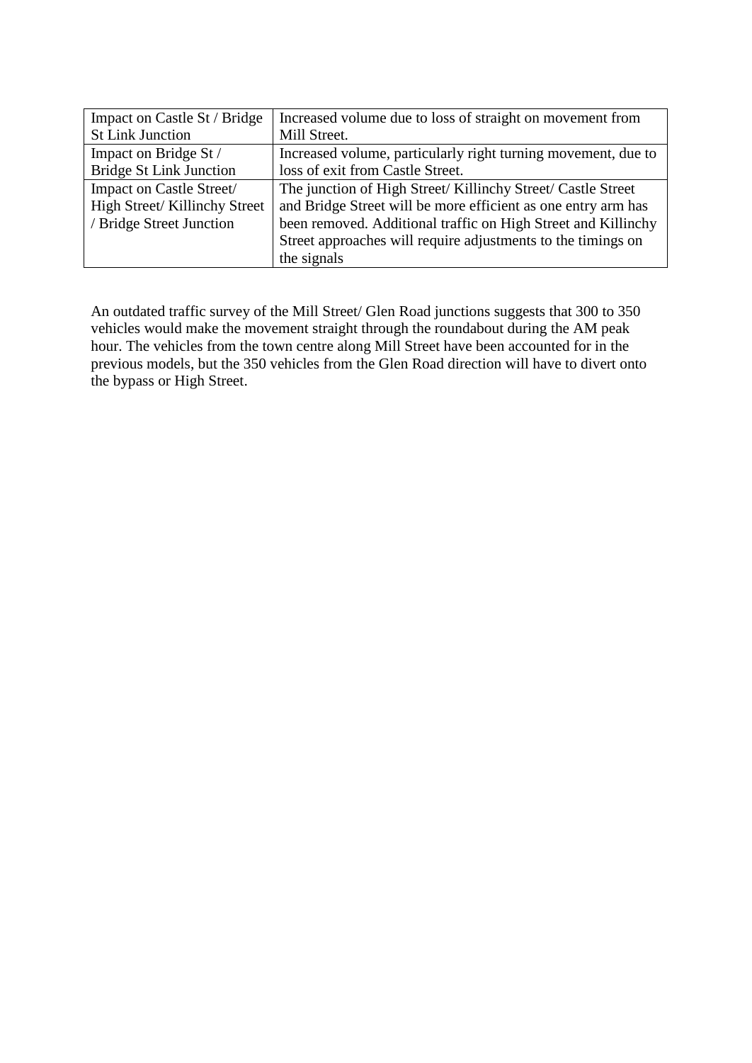| | |
|---|---|
| Impact on Castle St / Bridge St Link Junction | Increased volume due to loss of straight on movement from Mill Street. |
| Impact on Bridge St / Bridge St Link Junction | Increased volume, particularly right turning movement, due to loss of exit from Castle Street. |
| Impact on Castle Street/ High Street/ Killinchy Street / Bridge Street Junction | The junction of High Street/ Killinchy Street/ Castle Street and Bridge Street will be more efficient as one entry arm has been removed. Additional traffic on High Street and Killinchy Street approaches will require adjustments to the timings on the signals |

An outdated traffic survey of the Mill Street/ Glen Road junctions suggests that 300 to 350 vehicles would make the movement straight through the roundabout during the AM peak hour. The vehicles from the town centre along Mill Street have been accounted for in the previous models, but the 350 vehicles from the Glen Road direction will have to divert onto the bypass or High Street.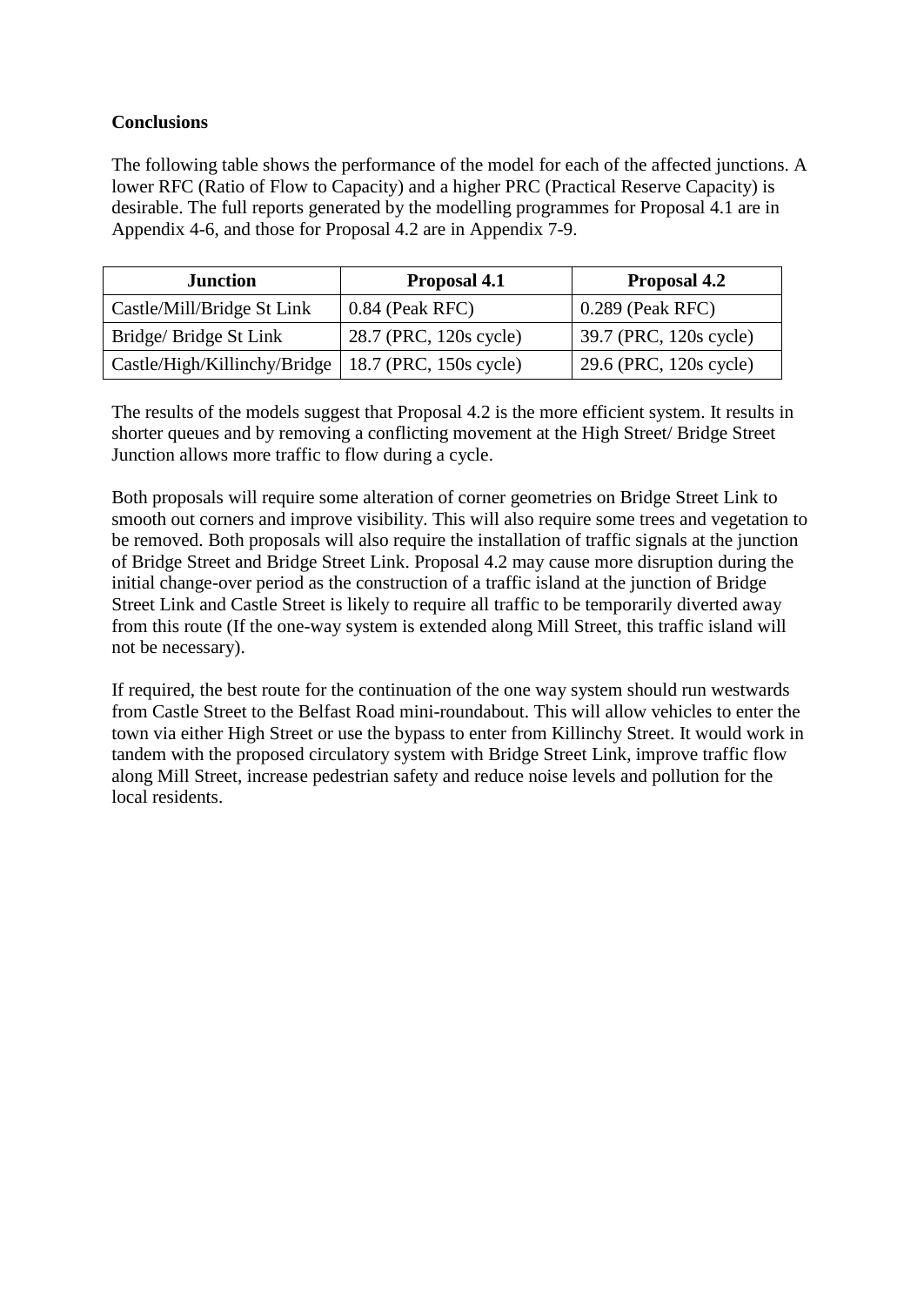**Conclusions**

The following table shows the performance of the model for each of the affected junctions. A lower RFC (Ratio of Flow to Capacity) and a higher PRC (Practical Reserve Capacity) is desirable. The full reports generated by the modelling programmes for Proposal 4.1 are in Appendix 4-6, and those for Proposal 4.2 are in Appendix 7-9.

| Junction | Proposal 4.1 | Proposal 4.2 |
|---|---|---|
| Castle/Mill/Bridge St Link | 0.84 (Peak RFC) | 0.289 (Peak RFC) |
| Bridge/ Bridge St Link | 28.7 (PRC, 120s cycle) | 39.7 (PRC, 120s cycle) |
| Castle/High/Killinchy/Bridge | 18.7 (PRC, 150s cycle) | 29.6 (PRC, 120s cycle) |

The results of the models suggest that Proposal 4.2 is the more efficient system. It results in shorter queues and by removing a conflicting movement at the High Street/ Bridge Street Junction allows more traffic to flow during a cycle.

Both proposals will require some alteration of corner geometries on Bridge Street Link to smooth out corners and improve visibility. This will also require some trees and vegetation to be removed. Both proposals will also require the installation of traffic signals at the junction of Bridge Street and Bridge Street Link. Proposal 4.2 may cause more disruption during the initial change-over period as the construction of a traffic island at the junction of Bridge Street Link and Castle Street is likely to require all traffic to be temporarily diverted away from this route (If the one-way system is extended along Mill Street, this traffic island will not be necessary).

If required, the best route for the continuation of the one way system should run westwards from Castle Street to the Belfast Road mini-roundabout. This will allow vehicles to enter the town via either High Street or use the bypass to enter from Killinchy Street. It would work in tandem with the proposed circulatory system with Bridge Street Link, improve traffic flow along Mill Street, increase pedestrian safety and reduce noise levels and pollution for the local residents.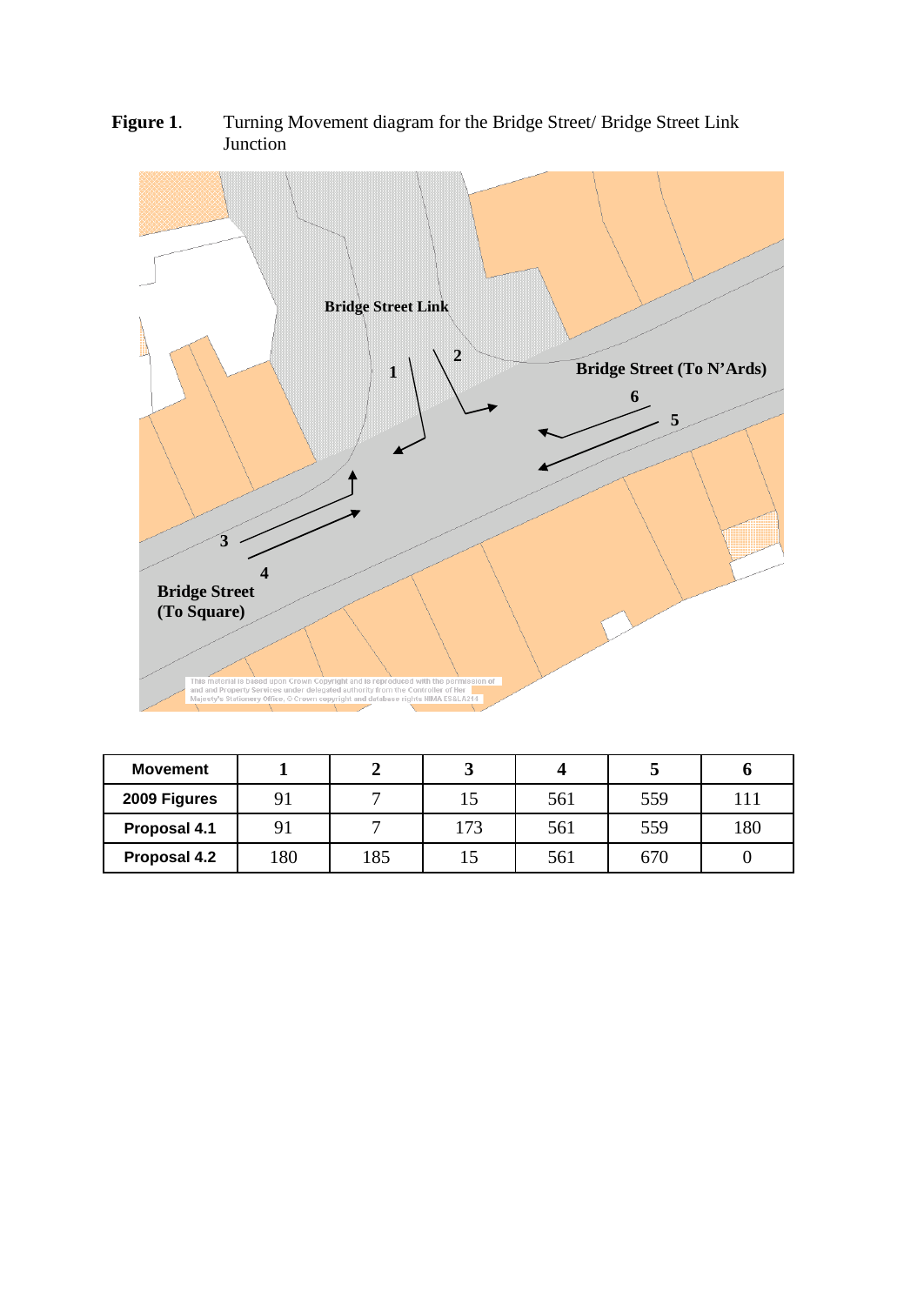**Figure 1**. Turning Movement diagram for the Bridge Street/ Bridge Street Link Junction

| Movement | 1 | 2 | 3 | 4 | 5 | 6 |
|---|---|---|---|---|---|---|
| **2009 Figures** | 91 | 7 | 15 | 561 | 559 | 111 |
| **Proposal 4.1** | 91 | 7 | 173 | 561 | 559 | 180 |
| **Proposal 4.2** | 180 | 185 | 15 | 561 | 670 | 0 |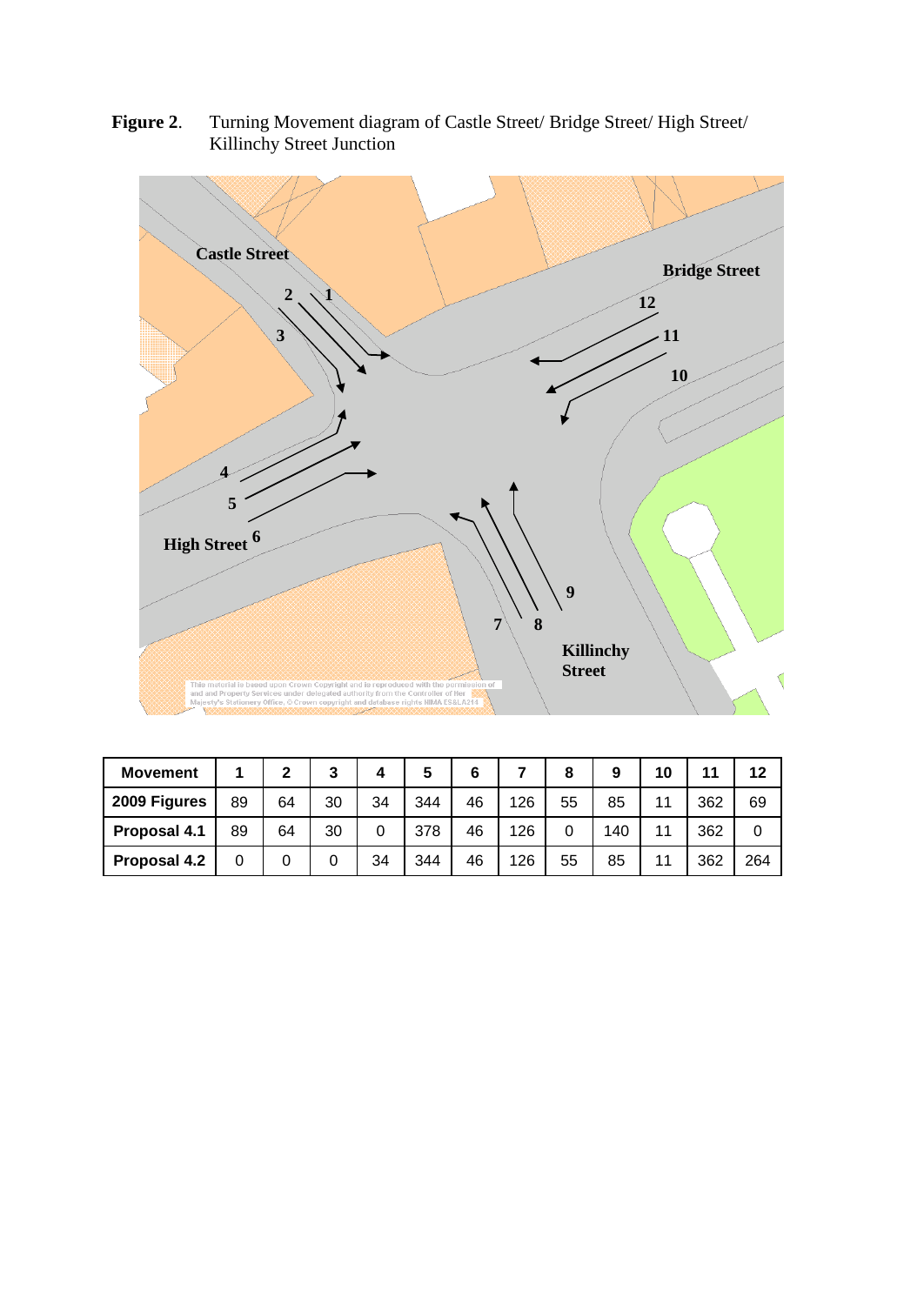**Figure 2.** Turning Movement diagram of Castle Street/ Bridge Street/ High Street/ Killinchy Street Junction

| Movement | 1 | 2 | 3 | 4 | 5 | 6 | 7 | 8 | 9 | 10 | 11 | 12 |
|---|---|---|---|---|---|---|---|---|---|---|---|---|
| 2009 Figures | 89 | 64 | 30 | 34 | 344 | 46 | 126 | 55 | 85 | 11 | 362 | 69 |
| Proposal 4.1 | 89 | 64 | 30 | 0 | 378 | 46 | 126 | 0 | 140 | 11 | 362 | 0 |
| Proposal 4.2 | 0 | 0 | 0 | 34 | 344 | 46 | 126 | 55 | 85 | 11 | 362 | 264 |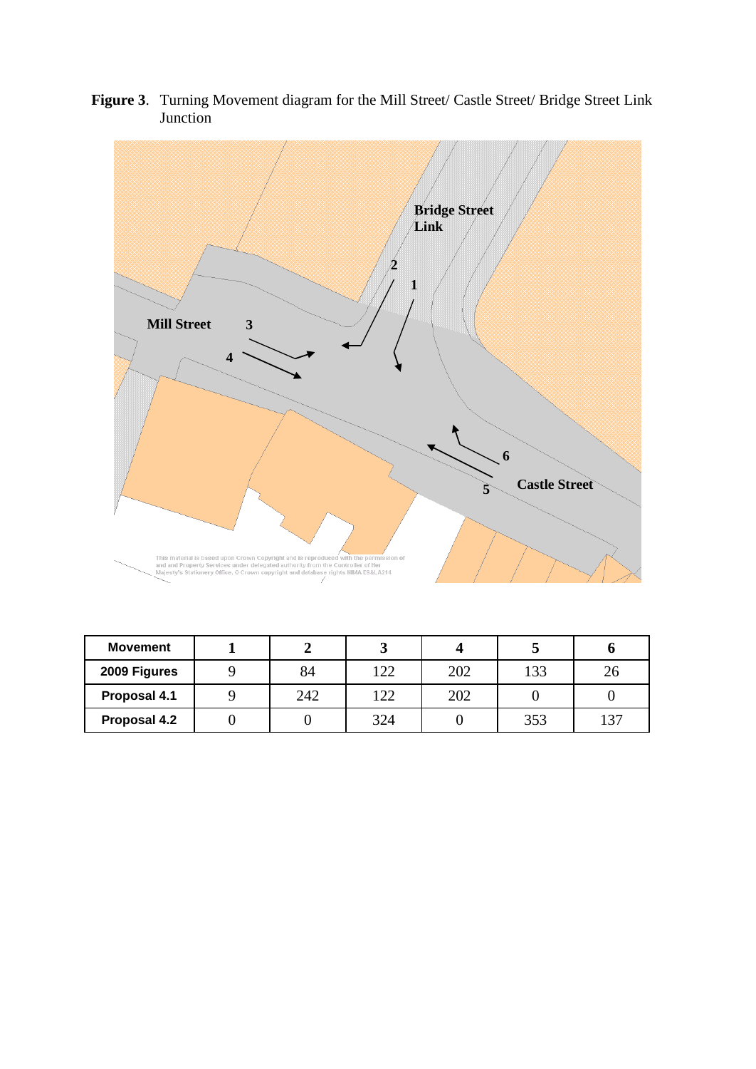**Figure 3**. Turning Movement diagram for the Mill Street/ Castle Street/ Bridge Street Link Junction

| Movement | 1 | 2 | 3 | 4 | 5 | 6 |
|---|---|---|---|---|---|---|
| 2009 Figures | 9 | 84 | 122 | 202 | 133 | 26 |
| Proposal 4.1 | 9 | 242 | 122 | 202 | 0 | 0 |
| Proposal 4.2 | 0 | 0 | 324 | 0 | 353 | 137 |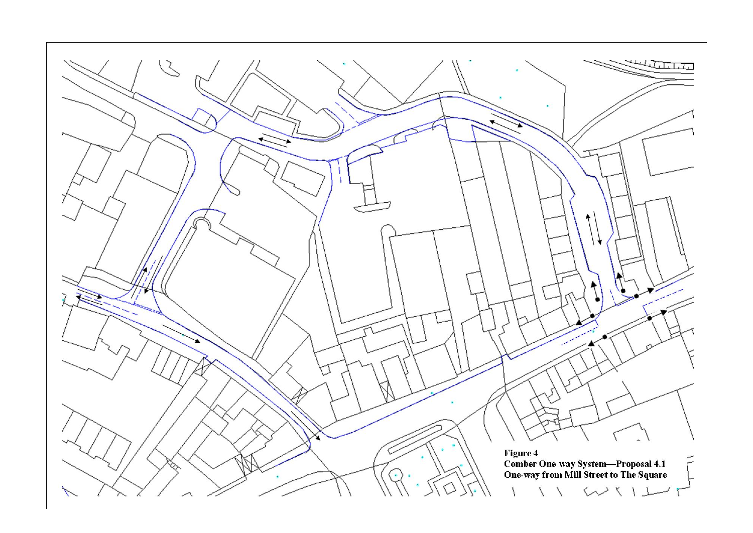**Figure 4**
**Comber One-way System—Proposal 4.1**
**One-way from Mill Street to The Square**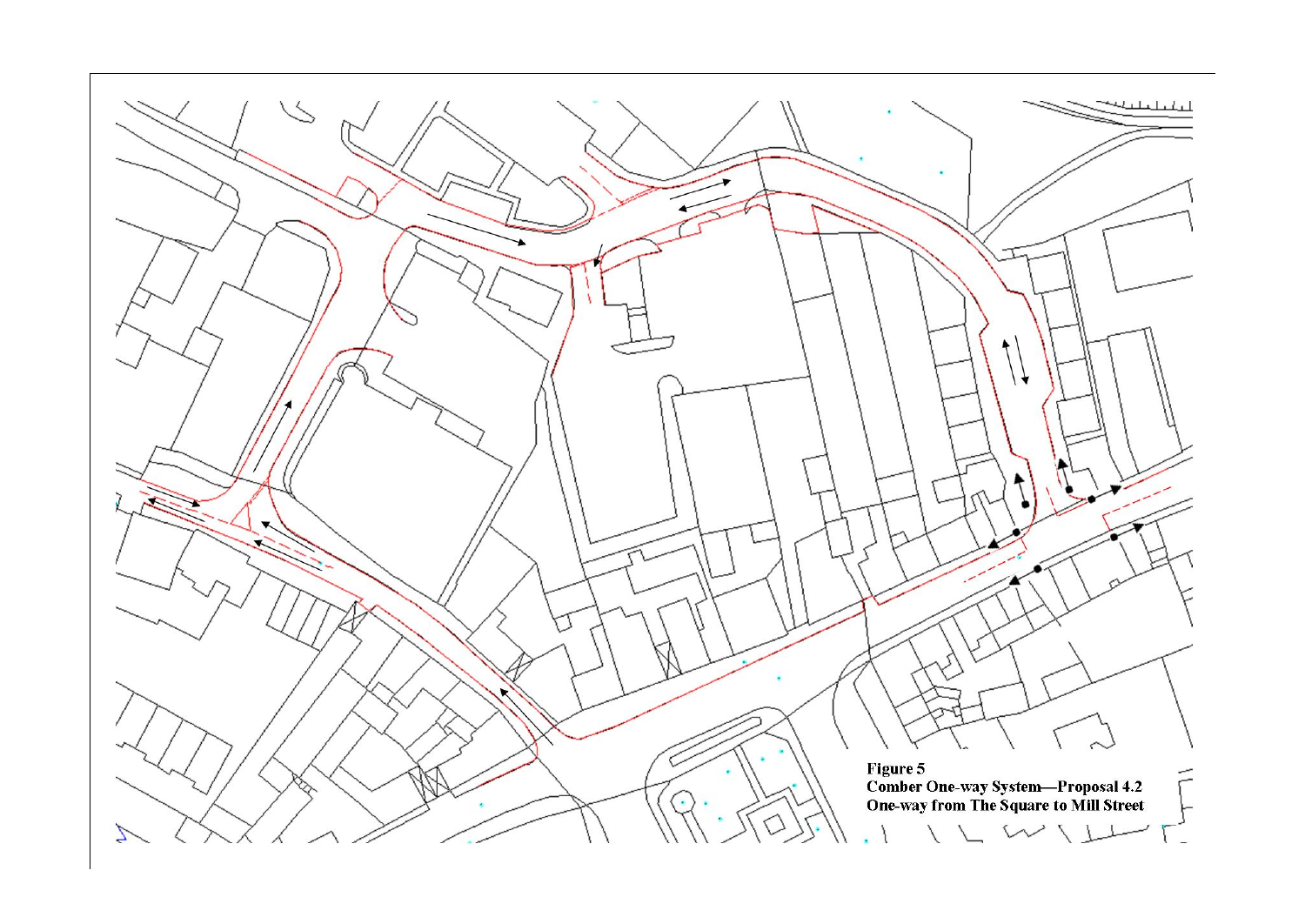**Figure 5**
**Comber One-way System—Proposal 4.2**
**One-way from The Square to Mill Street**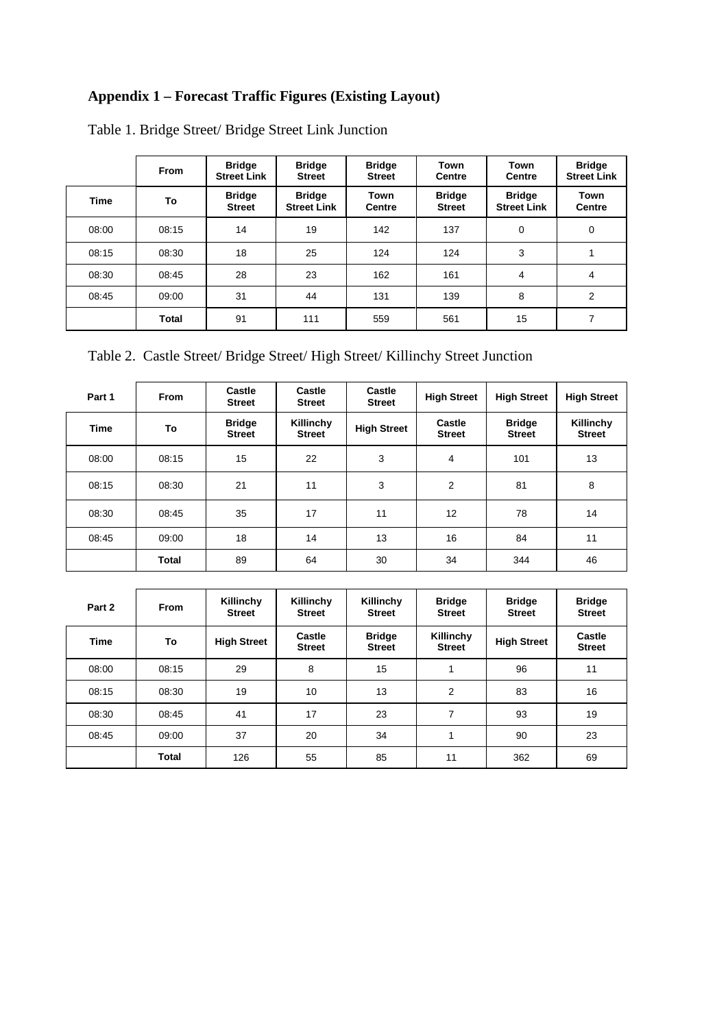## Appendix 1 – Forecast Traffic Figures (Existing Layout)

Table 1. Bridge Street/ Bridge Street Link Junction

| | From | Bridge Street Link | Bridge Street | Bridge Street | Town Centre | Town Centre | Bridge Street Link |
|---|---|---|---|---|---|---|---|
| **Time** | **To** | **Bridge Street** | **Bridge Street Link** | **Town Centre** | **Bridge Street** | **Bridge Street Link** | **Town Centre** |
| 08:00 | 08:15 | 14 | 19 | 142 | 137 | 0 | 0 |
| 08:15 | 08:30 | 18 | 25 | 124 | 124 | 3 | 1 |
| 08:30 | 08:45 | 28 | 23 | 162 | 161 | 4 | 4 |
| 08:45 | 09:00 | 31 | 44 | 131 | 139 | 8 | 2 |
| | **Total** | 91 | 111 | 559 | 561 | 15 | 7 |

Table 2. Castle Street/ Bridge Street/ High Street/ Killinchy Street Junction

| Part 1 | From | Castle Street | Castle Street | Castle Street | High Street | High Street | High Street |
|---|---|---|---|---|---|---|---|
| **Time** | **To** | **Bridge Street** | **Killinchy Street** | **High Street** | **Castle Street** | **Bridge Street** | **Killinchy Street** |
| 08:00 | 08:15 | 15 | 22 | 3 | 4 | 101 | 13 |
| 08:15 | 08:30 | 21 | 11 | 3 | 2 | 81 | 8 |
| 08:30 | 08:45 | 35 | 17 | 11 | 12 | 78 | 14 |
| 08:45 | 09:00 | 18 | 14 | 13 | 16 | 84 | 11 |
| | **Total** | 89 | 64 | 30 | 34 | 344 | 46 |

| Part 2 | From | Killinchy Street | Killinchy Street | Killinchy Street | Bridge Street | Bridge Street | Bridge Street |
|---|---|---|---|---|---|---|---|
| **Time** | **To** | **High Street** | **Castle Street** | **Bridge Street** | **Killinchy Street** | **High Street** | **Castle Street** |
| 08:00 | 08:15 | 29 | 8 | 15 | 1 | 96 | 11 |
| 08:15 | 08:30 | 19 | 10 | 13 | 2 | 83 | 16 |
| 08:30 | 08:45 | 41 | 17 | 23 | 7 | 93 | 19 |
| 08:45 | 09:00 | 37 | 20 | 34 | 1 | 90 | 23 |
| | **Total** | 126 | 55 | 85 | 11 | 362 | 69 |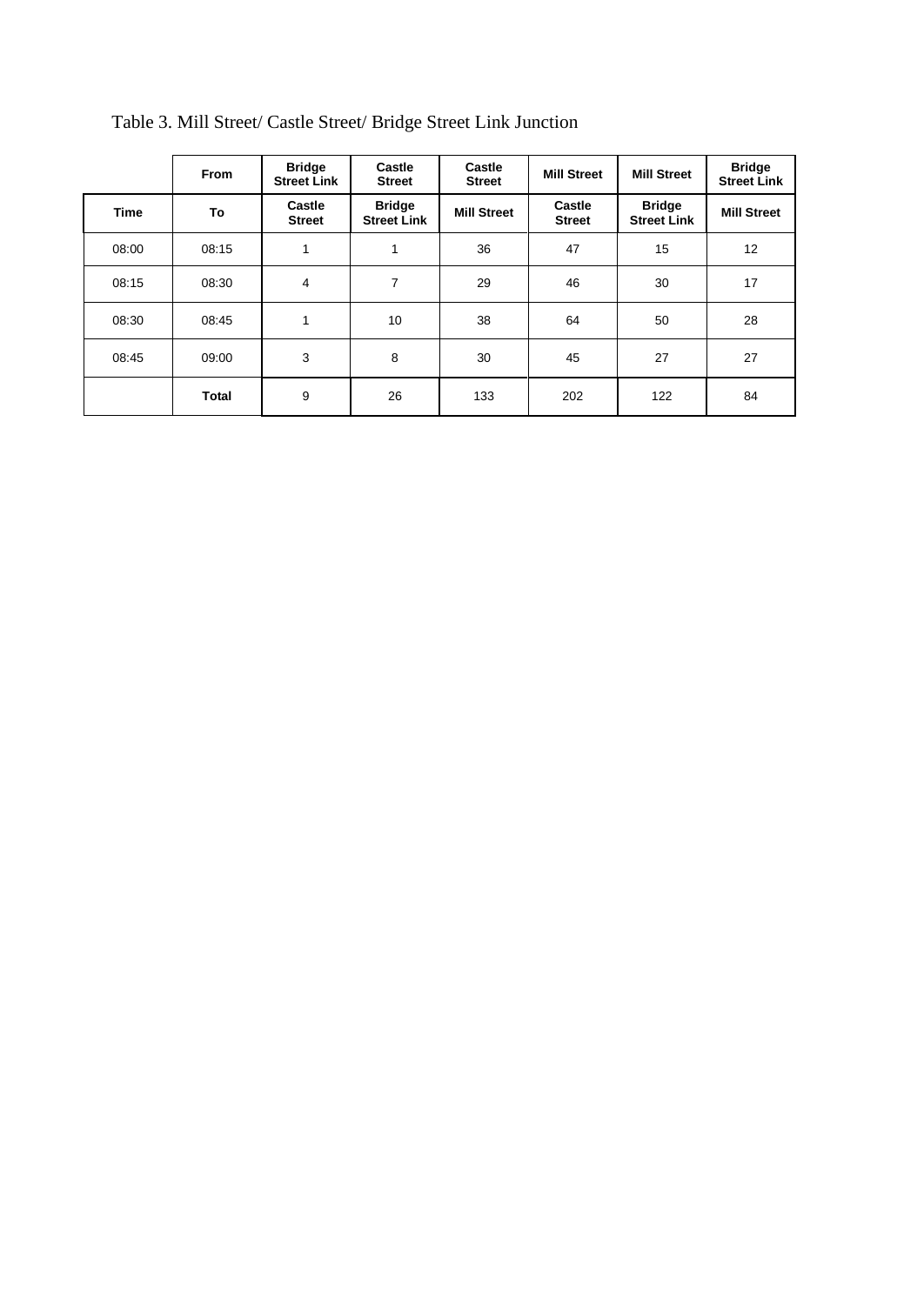Table 3. Mill Street/ Castle Street/ Bridge Street Link Junction

| | From | Bridge Street Link | Castle Street | Castle Street | Mill Street | Mill Street | Bridge Street Link |
|---|---|---|---|---|---|---|---|
| **Time** | **To** | **Castle Street** | **Bridge Street Link** | **Mill Street** | **Castle Street** | **Bridge Street Link** | **Mill Street** |
| 08:00 | 08:15 | 1 | 1 | 36 | 47 | 15 | 12 |
| 08:15 | 08:30 | 4 | 7 | 29 | 46 | 30 | 17 |
| 08:30 | 08:45 | 1 | 10 | 38 | 64 | 50 | 28 |
| 08:45 | 09:00 | 3 | 8 | 30 | 45 | 27 | 27 |
| | **Total** | 9 | 26 | 133 | 202 | 122 | 84 |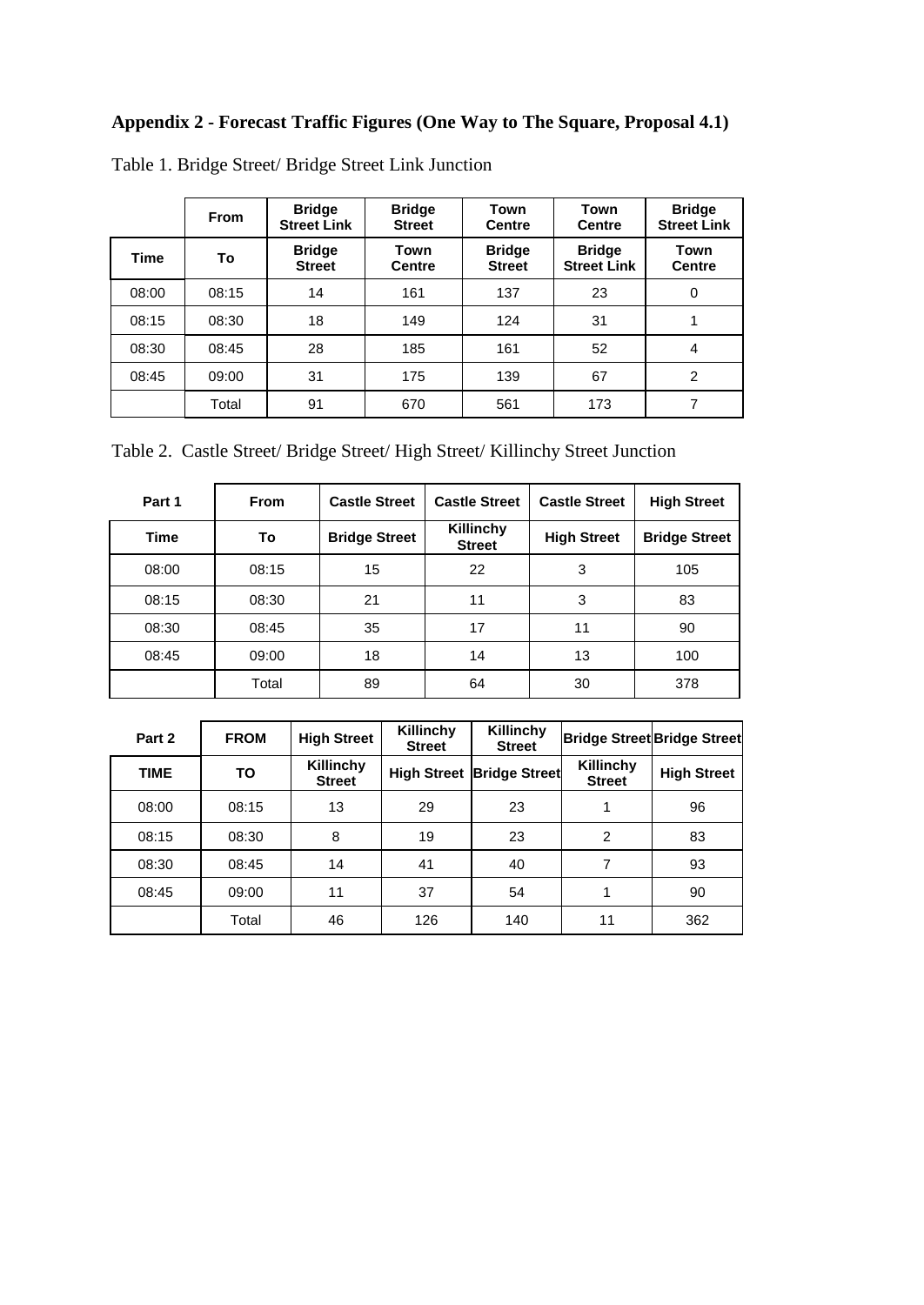## Appendix 2 - Forecast Traffic Figures (One Way to The Square, Proposal 4.1)

Table 1. Bridge Street/ Bridge Street Link Junction

| | From | Bridge Street Link | Bridge Street | Town Centre | Town Centre | Bridge Street Link |
|---|---|---|---|---|---|---|
| **Time** | **To** | **Bridge Street** | **Town Centre** | **Bridge Street** | **Bridge Street Link** | **Town Centre** |
| 08:00 | 08:15 | 14 | 161 | 137 | 23 | 0 |
| 08:15 | 08:30 | 18 | 149 | 124 | 31 | 1 |
| 08:30 | 08:45 | 28 | 185 | 161 | 52 | 4 |
| 08:45 | 09:00 | 31 | 175 | 139 | 67 | 2 |
| | Total | 91 | 670 | 561 | 173 | 7 |

Table 2. Castle Street/ Bridge Street/ High Street/ Killinchy Street Junction

| Part 1 | From | Castle Street | Castle Street | Castle Street | High Street |
|---|---|---|---|---|---|
| **Time** | **To** | **Bridge Street** | **Killinchy Street** | **High Street** | **Bridge Street** |
| 08:00 | 08:15 | 15 | 22 | 3 | 105 |
| 08:15 | 08:30 | 21 | 11 | 3 | 83 |
| 08:30 | 08:45 | 35 | 17 | 11 | 90 |
| 08:45 | 09:00 | 18 | 14 | 13 | 100 |
| | Total | 89 | 64 | 30 | 378 |

| Part 2 | FROM | High Street | Killinchy Street | Killinchy Street | Bridge Street | Bridge Street |
|---|---|---|---|---|---|---|
| **TIME** | **TO** | **Killinchy Street** | **High Street** | **Bridge Street** | **Killinchy Street** | **High Street** |
| 08:00 | 08:15 | 13 | 29 | 23 | 1 | 96 |
| 08:15 | 08:30 | 8 | 19 | 23 | 2 | 83 |
| 08:30 | 08:45 | 14 | 41 | 40 | 7 | 93 |
| 08:45 | 09:00 | 11 | 37 | 54 | 1 | 90 |
| | Total | 46 | 126 | 140 | 11 | 362 |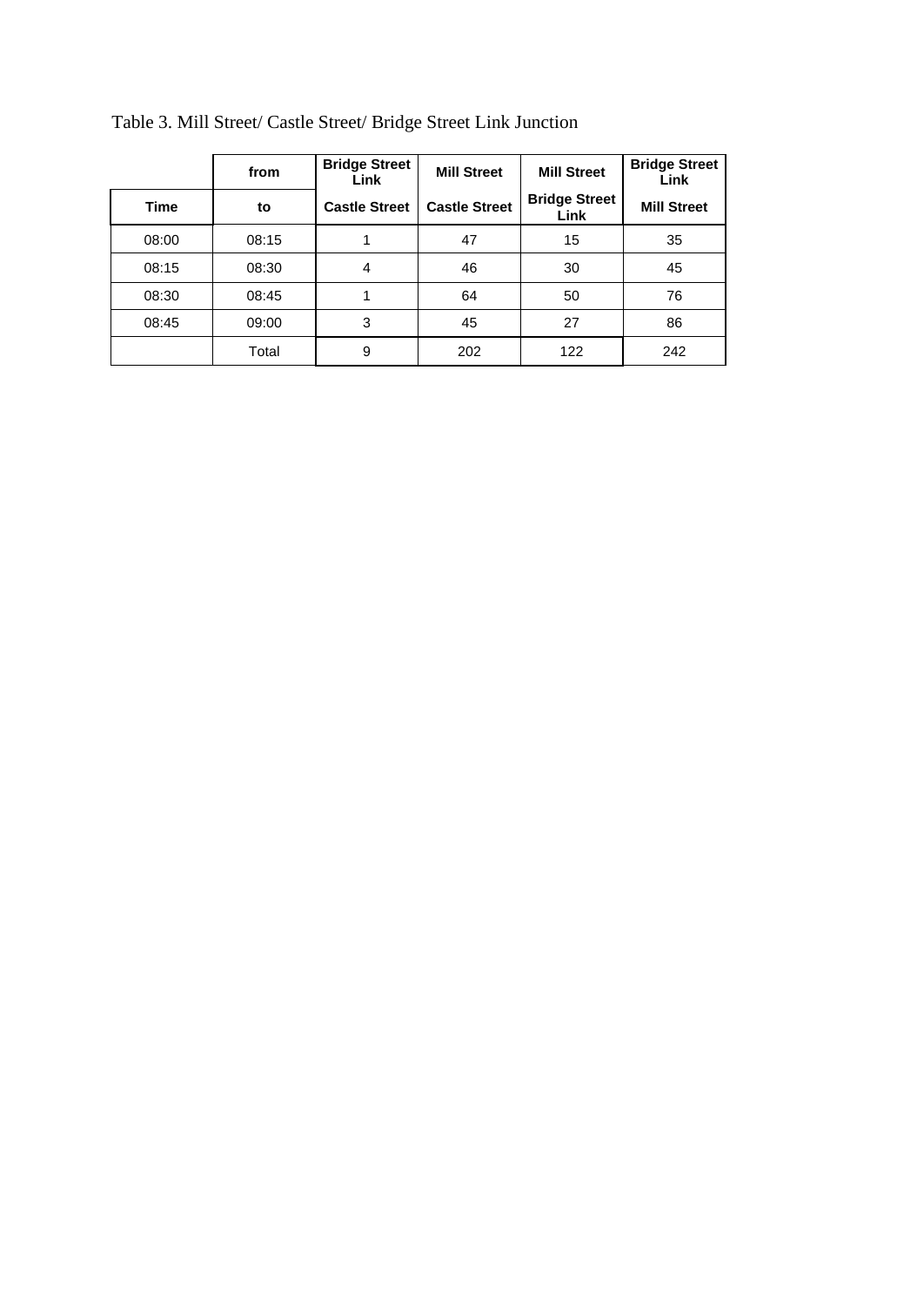Table 3. Mill Street/ Castle Street/ Bridge Street Link Junction

| | from | Bridge Street Link | Mill Street | Mill Street | Bridge Street Link |
|---|---|---|---|---|---|
| Time | to | Castle Street | Castle Street | Bridge Street Link | Mill Street |
| 08:00 | 08:15 | 1 | 47 | 15 | 35 |
| 08:15 | 08:30 | 4 | 46 | 30 | 45 |
| 08:30 | 08:45 | 1 | 64 | 50 | 76 |
| 08:45 | 09:00 | 3 | 45 | 27 | 86 |
| | Total | 9 | 202 | 122 | 242 |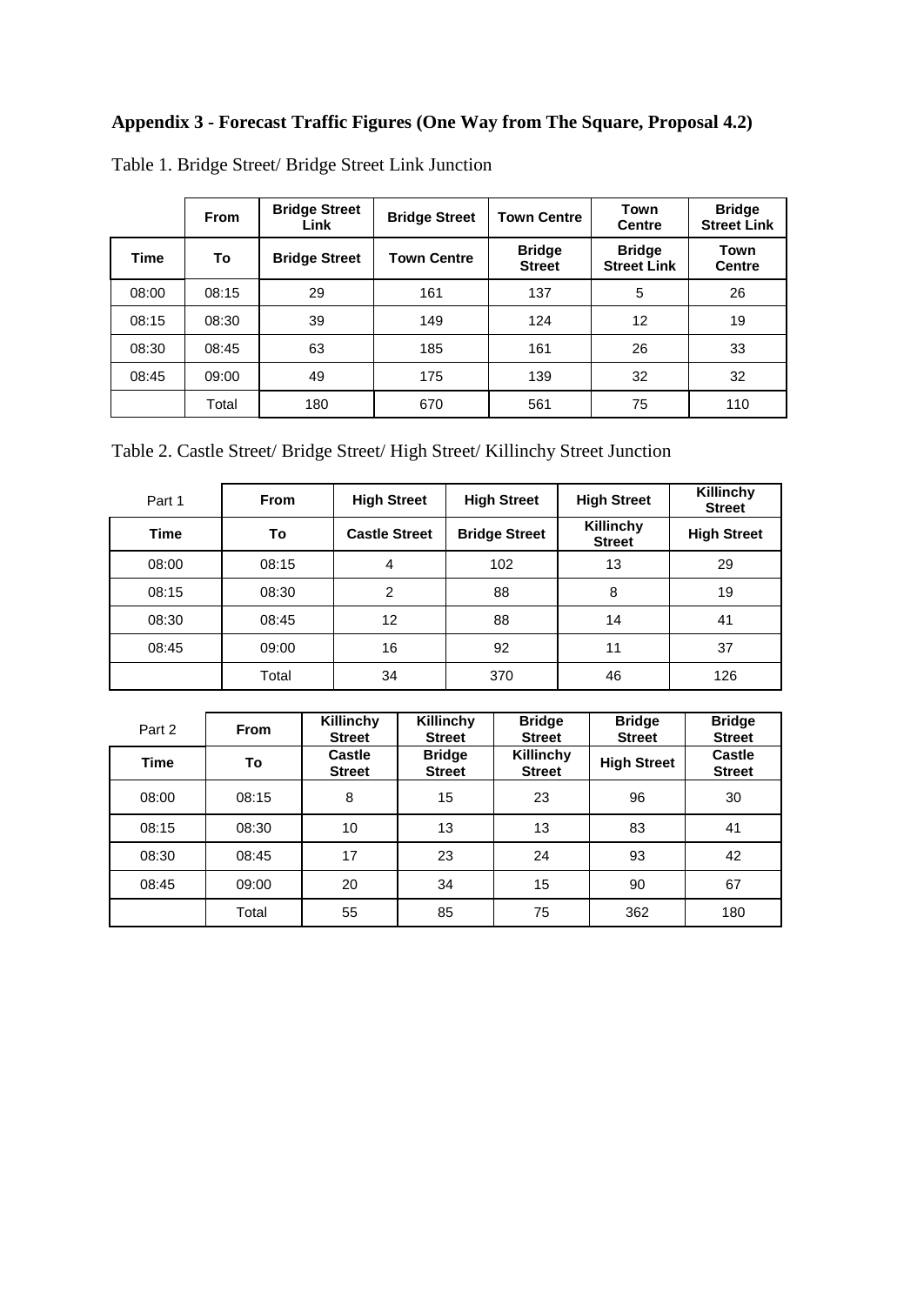**Appendix 3 - Forecast Traffic Figures (One Way from The Square, Proposal 4.2)**

Table 1. Bridge Street/ Bridge Street Link Junction

| | From | Bridge Street Link | Bridge Street | Town Centre | Town Centre | Bridge Street Link |
|---|---|---|---|---|---|---|
| **Time** | **To** | **Bridge Street** | **Town Centre** | **Bridge Street** | **Bridge Street Link** | **Town Centre** |
| 08:00 | 08:15 | 29 | 161 | 137 | 5 | 26 |
| 08:15 | 08:30 | 39 | 149 | 124 | 12 | 19 |
| 08:30 | 08:45 | 63 | 185 | 161 | 26 | 33 |
| 08:45 | 09:00 | 49 | 175 | 139 | 32 | 32 |
| | Total | 180 | 670 | 561 | 75 | 110 |

Table 2. Castle Street/ Bridge Street/ High Street/ Killinchy Street Junction

| Part 1 | From | High Street | High Street | High Street | Killinchy Street |
|---|---|---|---|---|---|
| **Time** | **To** | **Castle Street** | **Bridge Street** | **Killinchy Street** | **High Street** |
| 08:00 | 08:15 | 4 | 102 | 13 | 29 |
| 08:15 | 08:30 | 2 | 88 | 8 | 19 |
| 08:30 | 08:45 | 12 | 88 | 14 | 41 |
| 08:45 | 09:00 | 16 | 92 | 11 | 37 |
| | Total | 34 | 370 | 46 | 126 |

| Part 2 | From | Killinchy Street | Killinchy Street | Bridge Street | Bridge Street | Bridge Street |
|---|---|---|---|---|---|---|
| **Time** | **To** | **Castle Street** | **Bridge Street** | **Killinchy Street** | **High Street** | **Castle Street** |
| 08:00 | 08:15 | 8 | 15 | 23 | 96 | 30 |
| 08:15 | 08:30 | 10 | 13 | 13 | 83 | 41 |
| 08:30 | 08:45 | 17 | 23 | 24 | 93 | 42 |
| 08:45 | 09:00 | 20 | 34 | 15 | 90 | 67 |
| | Total | 55 | 85 | 75 | 362 | 180 |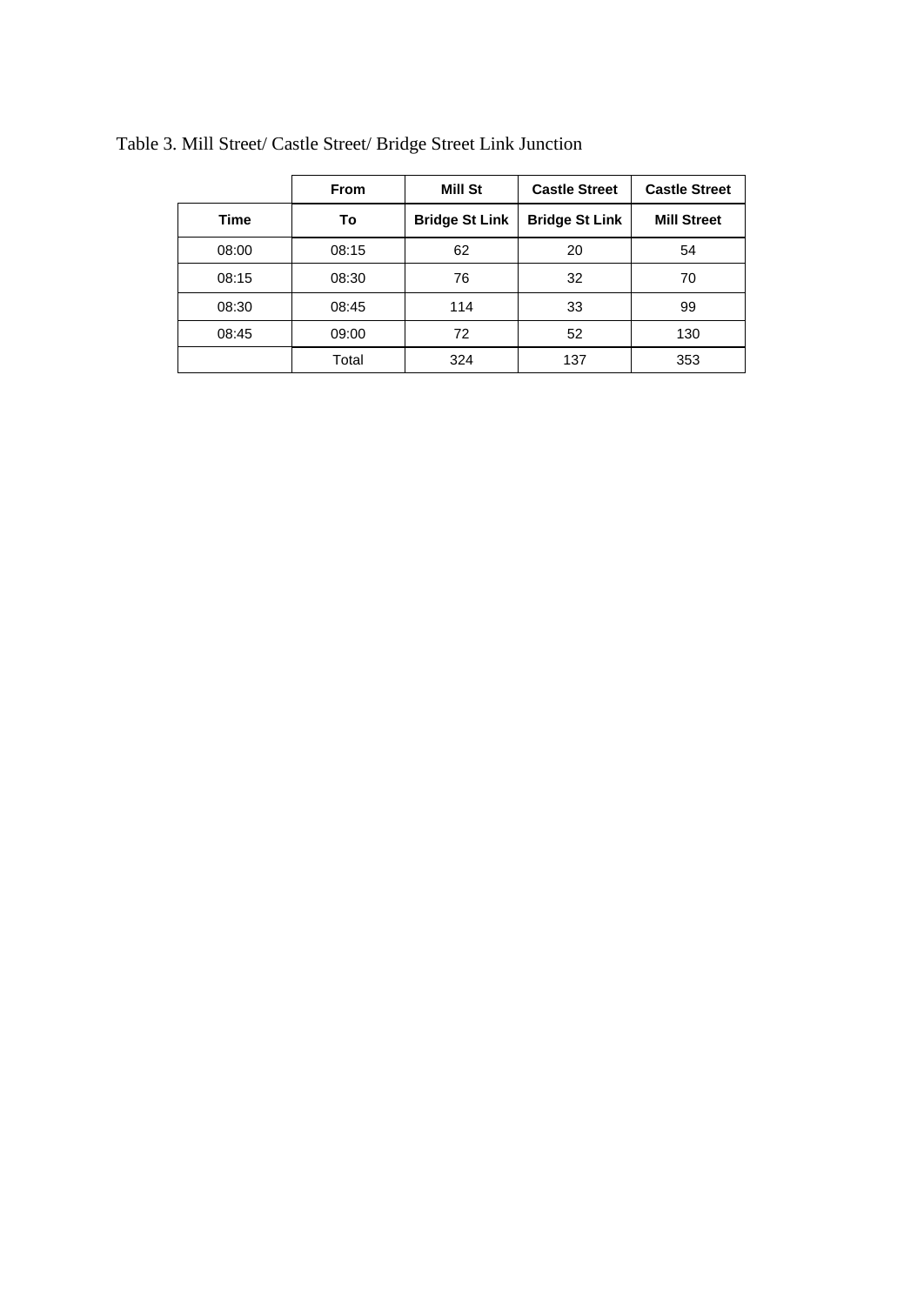Table 3. Mill Street/ Castle Street/ Bridge Street Link Junction

| | From | Mill St | Castle Street | Castle Street |
|---|---|---|---|---|
| **Time** | **To** | **Bridge St Link** | **Bridge St Link** | **Mill Street** |
| 08:00 | 08:15 | 62 | 20 | 54 |
| 08:15 | 08:30 | 76 | 32 | 70 |
| 08:30 | 08:45 | 114 | 33 | 99 |
| 08:45 | 09:00 | 72 | 52 | 130 |
| | Total | 324 | 137 | 353 |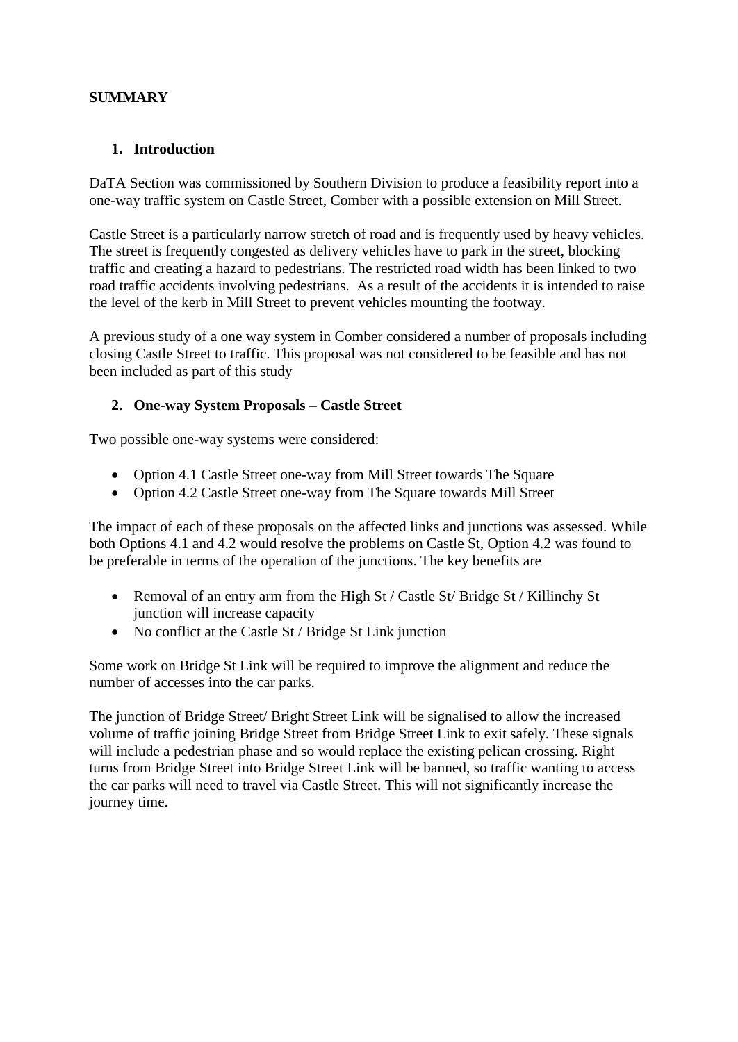**SUMMARY**

1. **Introduction**

DaTA Section was commissioned by Southern Division to produce a feasibility report into a one-way traffic system on Castle Street, Comber with a possible extension on Mill Street.

Castle Street is a particularly narrow stretch of road and is frequently used by heavy vehicles. The street is frequently congested as delivery vehicles have to park in the street, blocking traffic and creating a hazard to pedestrians. The restricted road width has been linked to two road traffic accidents involving pedestrians. As a result of the accidents it is intended to raise the level of the kerb in Mill Street to prevent vehicles mounting the footway.

A previous study of a one way system in Comber considered a number of proposals including closing Castle Street to traffic. This proposal was not considered to be feasible and has not been included as part of this study

2. **One-way System Proposals – Castle Street**

Two possible one-way systems were considered:

- Option 4.1 Castle Street one-way from Mill Street towards The Square
- Option 4.2 Castle Street one-way from The Square towards Mill Street

The impact of each of these proposals on the affected links and junctions was assessed. While both Options 4.1 and 4.2 would resolve the problems on Castle St, Option 4.2 was found to be preferable in terms of the operation of the junctions. The key benefits are

- Removal of an entry arm from the High St / Castle St/ Bridge St / Killinchy St junction will increase capacity
- No conflict at the Castle St / Bridge St Link junction

Some work on Bridge St Link will be required to improve the alignment and reduce the number of accesses into the car parks.

The junction of Bridge Street/ Bright Street Link will be signalised to allow the increased volume of traffic joining Bridge Street from Bridge Street Link to exit safely. These signals will include a pedestrian phase and so would replace the existing pelican crossing. Right turns from Bridge Street into Bridge Street Link will be banned, so traffic wanting to access the car parks will need to travel via Castle Street. This will not significantly increase the journey time.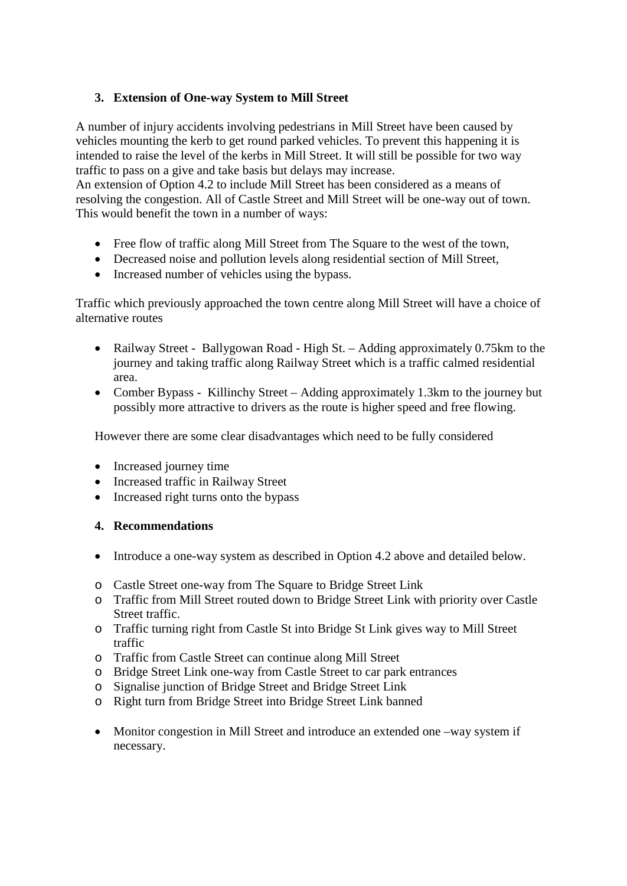## 3. Extension of One-way System to Mill Street

A number of injury accidents involving pedestrians in Mill Street have been caused by vehicles mounting the kerb to get round parked vehicles. To prevent this happening it is intended to raise the level of the kerbs in Mill Street. It will still be possible for two way traffic to pass on a give and take basis but delays may increase.
An extension of Option 4.2 to include Mill Street has been considered as a means of resolving the congestion. All of Castle Street and Mill Street will be one-way out of town. This would benefit the town in a number of ways:

- Free flow of traffic along Mill Street from The Square to the west of the town,
- Decreased noise and pollution levels along residential section of Mill Street,
- Increased number of vehicles using the bypass.

Traffic which previously approached the town centre along Mill Street will have a choice of alternative routes

- Railway Street - Ballygowan Road - High St. – Adding approximately 0.75km to the journey and taking traffic along Railway Street which is a traffic calmed residential area.
- Comber Bypass - Killinchy Street – Adding approximately 1.3km to the journey but possibly more attractive to drivers as the route is higher speed and free flowing.

However there are some clear disadvantages which need to be fully considered

- Increased journey time
- Increased traffic in Railway Street
- Increased right turns onto the bypass

## 4. Recommendations

- Introduce a one-way system as described in Option 4.2 above and detailed below.

  - Castle Street one-way from The Square to Bridge Street Link
  - Traffic from Mill Street routed down to Bridge Street Link with priority over Castle Street traffic.
  - Traffic turning right from Castle St into Bridge St Link gives way to Mill Street traffic
  - Traffic from Castle Street can continue along Mill Street
  - Bridge Street Link one-way from Castle Street to car park entrances
  - Signalise junction of Bridge Street and Bridge Street Link
  - Right turn from Bridge Street into Bridge Street Link banned

- Monitor congestion in Mill Street and introduce an extended one –way system if necessary.